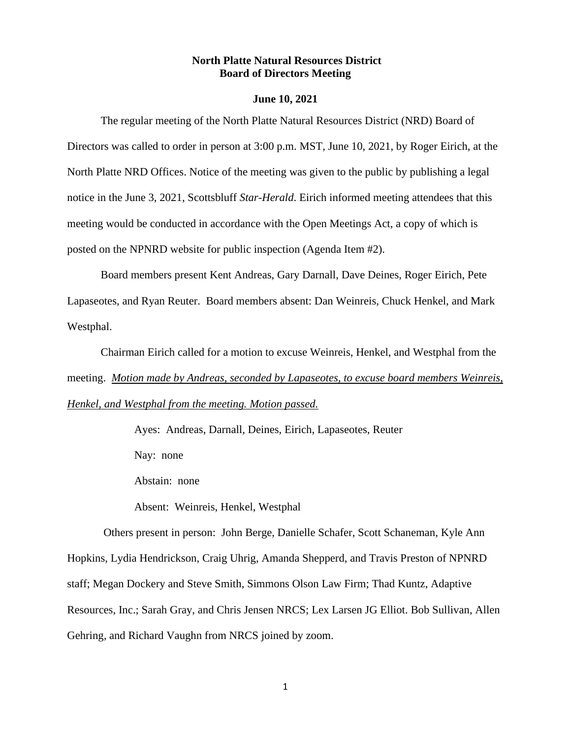**North Platte Natural Resources District**
**Board of Directors Meeting**

**June 10, 2021**

The regular meeting of the North Platte Natural Resources District (NRD) Board of Directors was called to order in person at 3:00 p.m. MST, June 10, 2021, by Roger Eirich, at the North Platte NRD Offices. Notice of the meeting was given to the public by publishing a legal notice in the June 3, 2021, Scottsbluff *Star-Herald*. Eirich informed meeting attendees that this meeting would be conducted in accordance with the Open Meetings Act, a copy of which is posted on the NPNRD website for public inspection (Agenda Item #2).

Board members present Kent Andreas, Gary Darnall, Dave Deines, Roger Eirich, Pete Lapaseotes, and Ryan Reuter. Board members absent: Dan Weinreis, Chuck Henkel, and Mark Westphal.

Chairman Eirich called for a motion to excuse Weinreis, Henkel, and Westphal from the meeting. <u>*Motion made by Andreas, seconded by Lapaseotes, to excuse board members Weinreis, Henkel, and Westphal from the meeting. Motion passed.*</u>

Ayes: Andreas, Darnall, Deines, Eirich, Lapaseotes, Reuter

Nay: none

Abstain: none

Absent: Weinreis, Henkel, Westphal

Others present in person: John Berge, Danielle Schafer, Scott Schaneman, Kyle Ann Hopkins, Lydia Hendrickson, Craig Uhrig, Amanda Shepperd, and Travis Preston of NPNRD staff; Megan Dockery and Steve Smith, Simmons Olson Law Firm; Thad Kuntz, Adaptive Resources, Inc.; Sarah Gray, and Chris Jensen NRCS; Lex Larsen JG Elliot. Bob Sullivan, Allen Gehring, and Richard Vaughn from NRCS joined by zoom.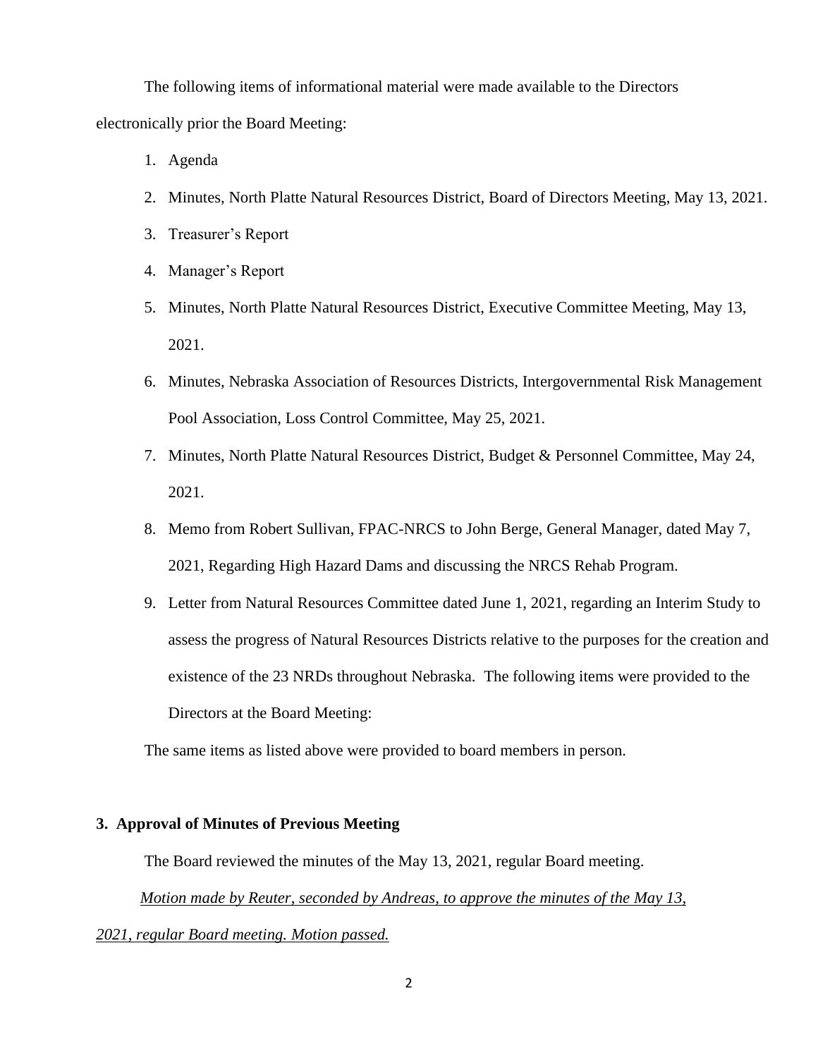The following items of informational material were made available to the Directors electronically prior the Board Meeting:

1. Agenda
2. Minutes, North Platte Natural Resources District, Board of Directors Meeting, May 13, 2021.
3. Treasurer's Report
4. Manager's Report
5. Minutes, North Platte Natural Resources District, Executive Committee Meeting, May 13, 2021.
6. Minutes, Nebraska Association of Resources Districts, Intergovernmental Risk Management Pool Association, Loss Control Committee, May 25, 2021.
7. Minutes, North Platte Natural Resources District, Budget & Personnel Committee, May 24, 2021.
8. Memo from Robert Sullivan, FPAC-NRCS to John Berge, General Manager, dated May 7, 2021, Regarding High Hazard Dams and discussing the NRCS Rehab Program.
9. Letter from Natural Resources Committee dated June 1, 2021, regarding an Interim Study to assess the progress of Natural Resources Districts relative to the purposes for the creation and existence of the 23 NRDs throughout Nebraska. The following items were provided to the Directors at the Board Meeting:

The same items as listed above were provided to board members in person.

**3. Approval of Minutes of Previous Meeting**

The Board reviewed the minutes of the May 13, 2021, regular Board meeting.

*Motion made by Reuter, seconded by Andreas, to approve the minutes of the May 13, 2021, regular Board meeting. Motion passed.*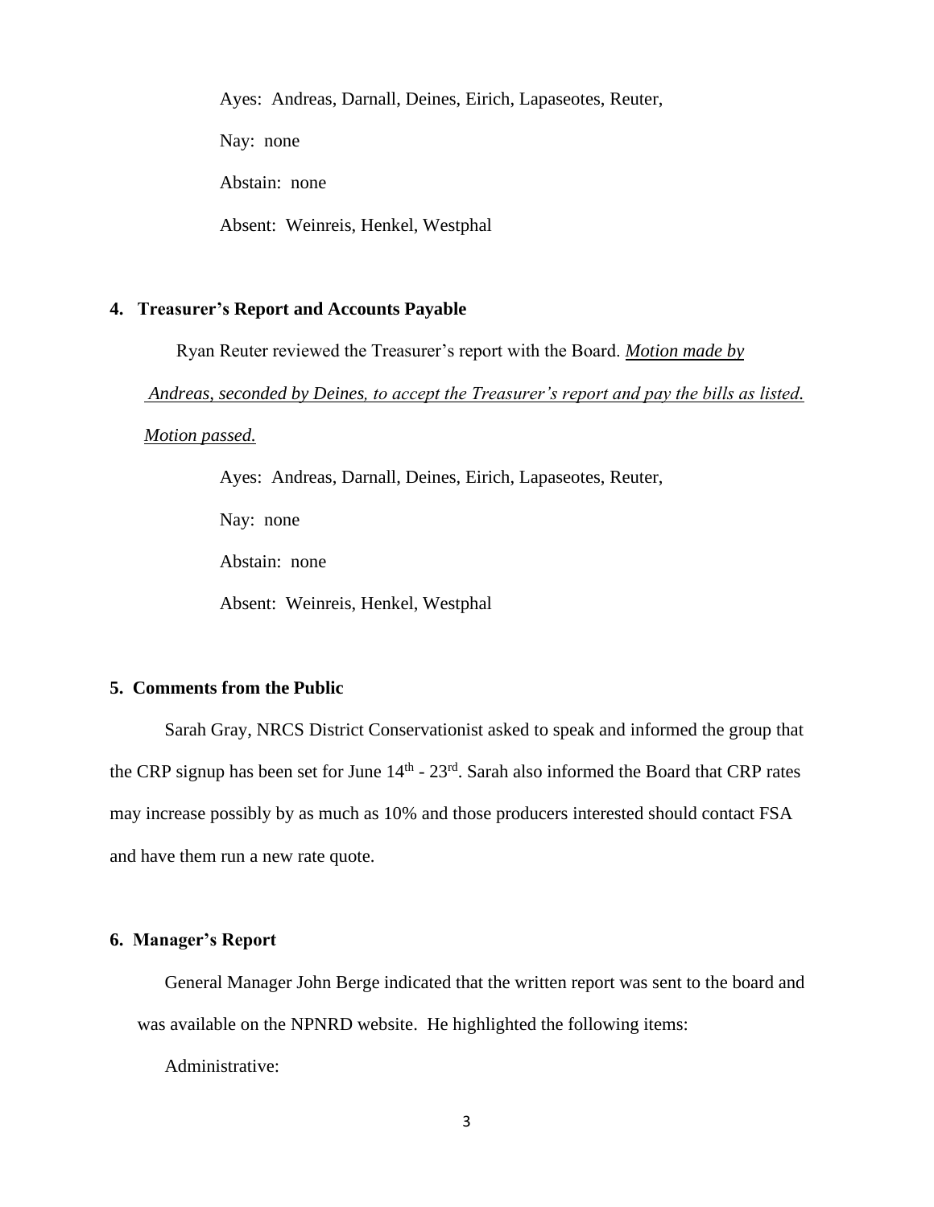Ayes: Andreas, Darnall, Deines, Eirich, Lapaseotes, Reuter,

Nay: none

Abstain: none

Absent: Weinreis, Henkel, Westphal

**4. Treasurer's Report and Accounts Payable**

Ryan Reuter reviewed the Treasurer's report with the Board. *Motion made by Andreas, seconded by Deines, to accept the Treasurer's report and pay the bills as listed. Motion passed.*

Ayes: Andreas, Darnall, Deines, Eirich, Lapaseotes, Reuter,

Nay: none

Abstain: none

Absent: Weinreis, Henkel, Westphal

**5. Comments from the Public**

Sarah Gray, NRCS District Conservationist asked to speak and informed the group that the CRP signup has been set for June 14th - 23rd. Sarah also informed the Board that CRP rates may increase possibly by as much as 10% and those producers interested should contact FSA and have them run a new rate quote.

**6. Manager's Report**

General Manager John Berge indicated that the written report was sent to the board and was available on the NPNRD website. He highlighted the following items:

Administrative: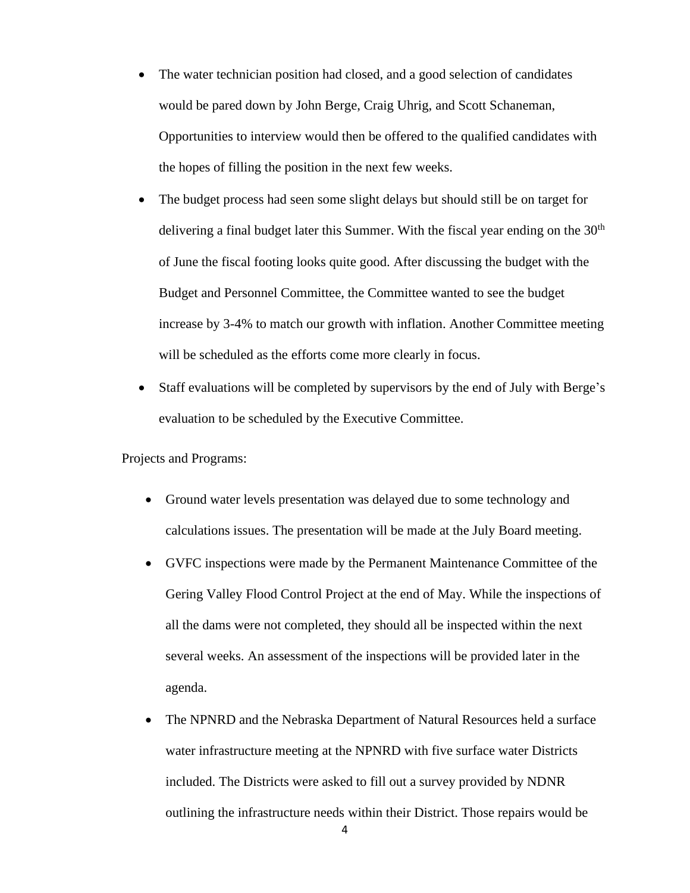- The water technician position had closed, and a good selection of candidates would be pared down by John Berge, Craig Uhrig, and Scott Schaneman, Opportunities to interview would then be offered to the qualified candidates with the hopes of filling the position in the next few weeks.
- The budget process had seen some slight delays but should still be on target for delivering a final budget later this Summer. With the fiscal year ending on the 30th of June the fiscal footing looks quite good. After discussing the budget with the Budget and Personnel Committee, the Committee wanted to see the budget increase by 3-4% to match our growth with inflation. Another Committee meeting will be scheduled as the efforts come more clearly in focus.
- Staff evaluations will be completed by supervisors by the end of July with Berge's evaluation to be scheduled by the Executive Committee.

Projects and Programs:

- Ground water levels presentation was delayed due to some technology and calculations issues. The presentation will be made at the July Board meeting.
- GVFC inspections were made by the Permanent Maintenance Committee of the Gering Valley Flood Control Project at the end of May. While the inspections of all the dams were not completed, they should all be inspected within the next several weeks. An assessment of the inspections will be provided later in the agenda.
- The NPNRD and the Nebraska Department of Natural Resources held a surface water infrastructure meeting at the NPNRD with five surface water Districts included. The Districts were asked to fill out a survey provided by NDNR outlining the infrastructure needs within their District. Those repairs would be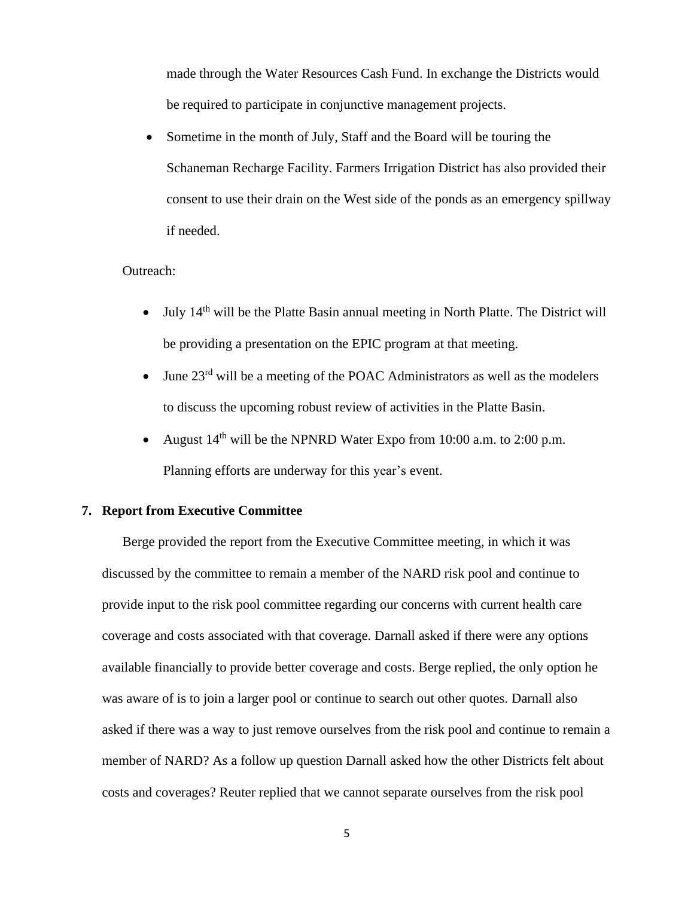made through the Water Resources Cash Fund. In exchange the Districts would be required to participate in conjunctive management projects.

- Sometime in the month of July, Staff and the Board will be touring the Schaneman Recharge Facility. Farmers Irrigation District has also provided their consent to use their drain on the West side of the ponds as an emergency spillway if needed.

Outreach:

- July 14th will be the Platte Basin annual meeting in North Platte. The District will be providing a presentation on the EPIC program at that meeting.
- June 23rd will be a meeting of the POAC Administrators as well as the modelers to discuss the upcoming robust review of activities in the Platte Basin.
- August 14th will be the NPNRD Water Expo from 10:00 a.m. to 2:00 p.m. Planning efforts are underway for this year's event.

**7. Report from Executive Committee**

Berge provided the report from the Executive Committee meeting, in which it was discussed by the committee to remain a member of the NARD risk pool and continue to provide input to the risk pool committee regarding our concerns with current health care coverage and costs associated with that coverage. Darnall asked if there were any options available financially to provide better coverage and costs. Berge replied, the only option he was aware of is to join a larger pool or continue to search out other quotes. Darnall also asked if there was a way to just remove ourselves from the risk pool and continue to remain a member of NARD? As a follow up question Darnall asked how the other Districts felt about costs and coverages? Reuter replied that we cannot separate ourselves from the risk pool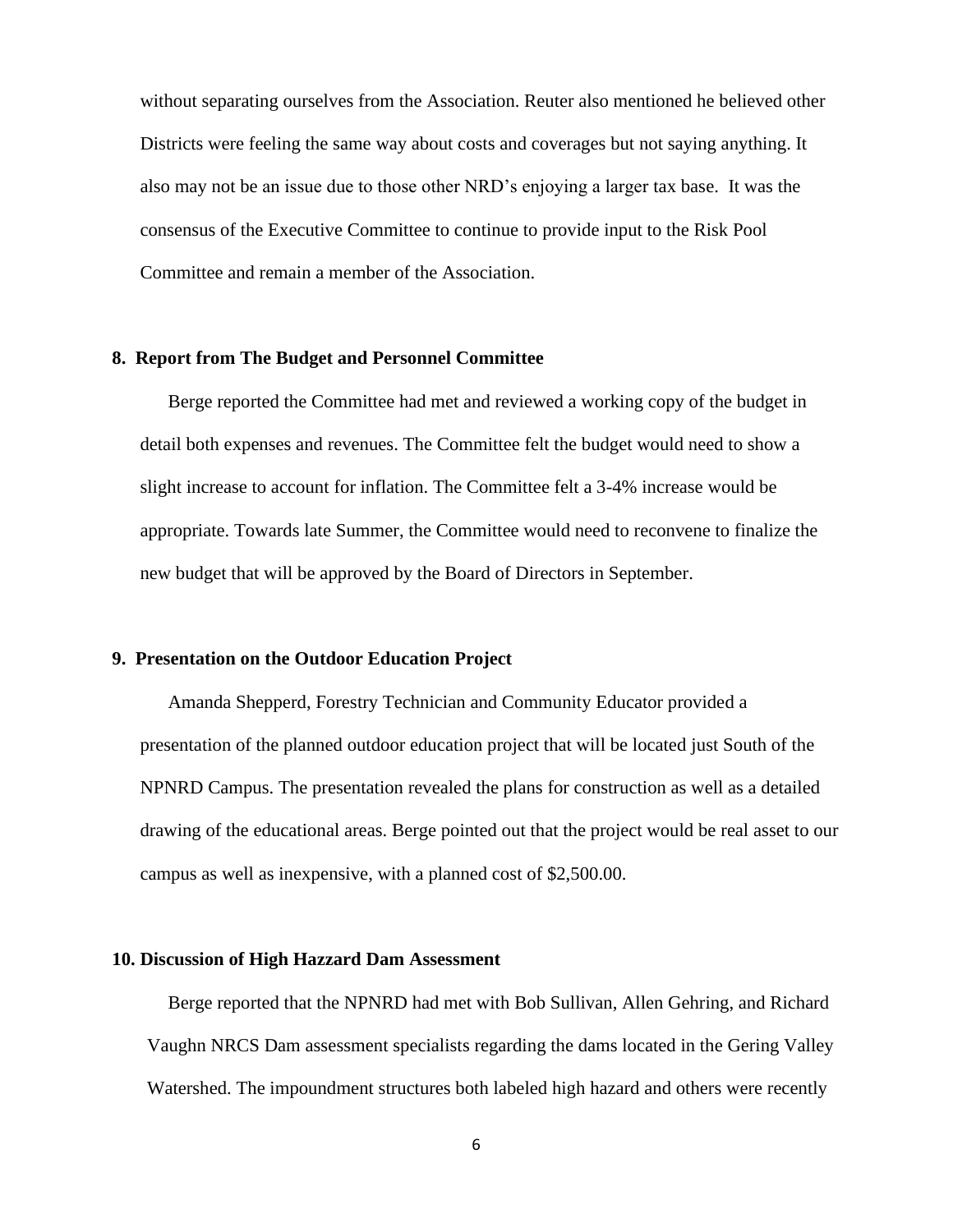without separating ourselves from the Association. Reuter also mentioned he believed other Districts were feeling the same way about costs and coverages but not saying anything. It also may not be an issue due to those other NRD's enjoying a larger tax base. It was the consensus of the Executive Committee to continue to provide input to the Risk Pool Committee and remain a member of the Association.

**8. Report from The Budget and Personnel Committee**

Berge reported the Committee had met and reviewed a working copy of the budget in detail both expenses and revenues. The Committee felt the budget would need to show a slight increase to account for inflation. The Committee felt a 3-4% increase would be appropriate. Towards late Summer, the Committee would need to reconvene to finalize the new budget that will be approved by the Board of Directors in September.

**9. Presentation on the Outdoor Education Project**

Amanda Shepperd, Forestry Technician and Community Educator provided a presentation of the planned outdoor education project that will be located just South of the NPNRD Campus. The presentation revealed the plans for construction as well as a detailed drawing of the educational areas. Berge pointed out that the project would be real asset to our campus as well as inexpensive, with a planned cost of $2,500.00.

**10. Discussion of High Hazzard Dam Assessment**

Berge reported that the NPNRD had met with Bob Sullivan, Allen Gehring, and Richard Vaughn NRCS Dam assessment specialists regarding the dams located in the Gering Valley Watershed. The impoundment structures both labeled high hazard and others were recently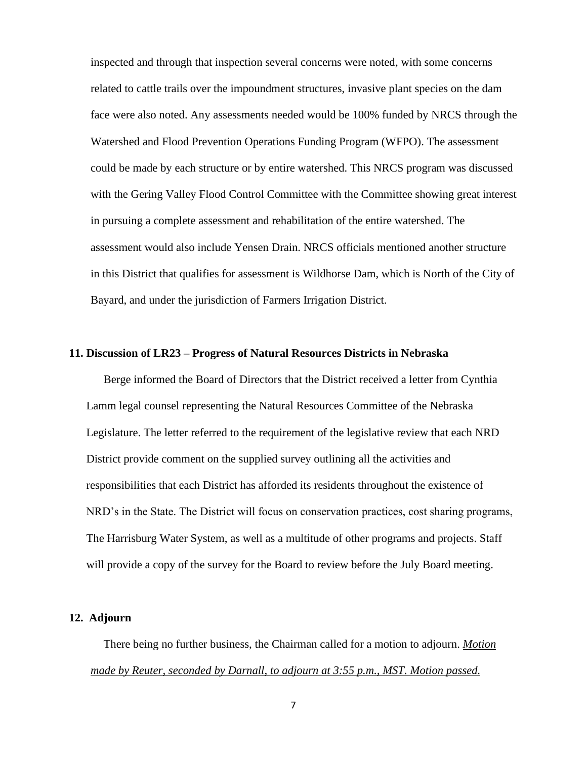inspected and through that inspection several concerns were noted, with some concerns related to cattle trails over the impoundment structures, invasive plant species on the dam face were also noted. Any assessments needed would be 100% funded by NRCS through the Watershed and Flood Prevention Operations Funding Program (WFPO). The assessment could be made by each structure or by entire watershed. This NRCS program was discussed with the Gering Valley Flood Control Committee with the Committee showing great interest in pursuing a complete assessment and rehabilitation of the entire watershed. The assessment would also include Yensen Drain. NRCS officials mentioned another structure in this District that qualifies for assessment is Wildhorse Dam, which is North of the City of Bayard, and under the jurisdiction of Farmers Irrigation District.

**11. Discussion of LR23 – Progress of Natural Resources Districts in Nebraska**

Berge informed the Board of Directors that the District received a letter from Cynthia Lamm legal counsel representing the Natural Resources Committee of the Nebraska Legislature. The letter referred to the requirement of the legislative review that each NRD District provide comment on the supplied survey outlining all the activities and responsibilities that each District has afforded its residents throughout the existence of NRD's in the State. The District will focus on conservation practices, cost sharing programs, The Harrisburg Water System, as well as a multitude of other programs and projects. Staff will provide a copy of the survey for the Board to review before the July Board meeting.

**12. Adjourn**

There being no further business, the Chairman called for a motion to adjourn. *Motion made by Reuter, seconded by Darnall, to adjourn at 3:55 p.m., MST. Motion passed.*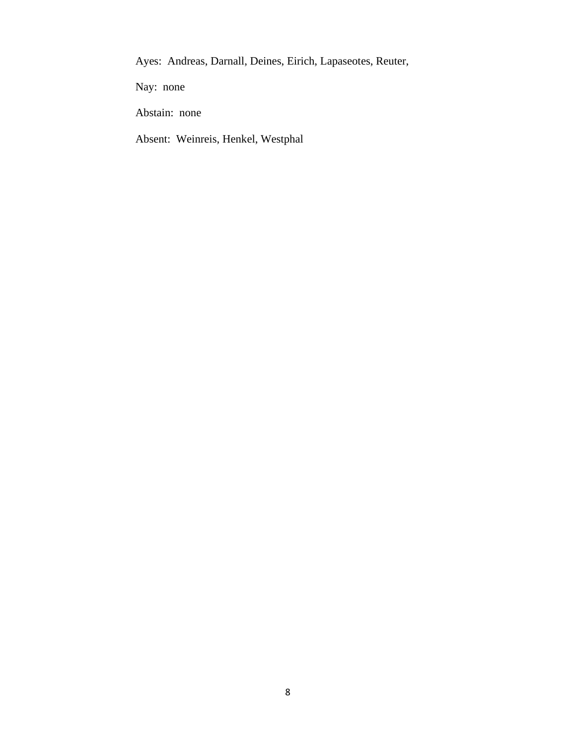Ayes: Andreas, Darnall, Deines, Eirich, Lapaseotes, Reuter,

Nay: none

Abstain: none

Absent: Weinreis, Henkel, Westphal